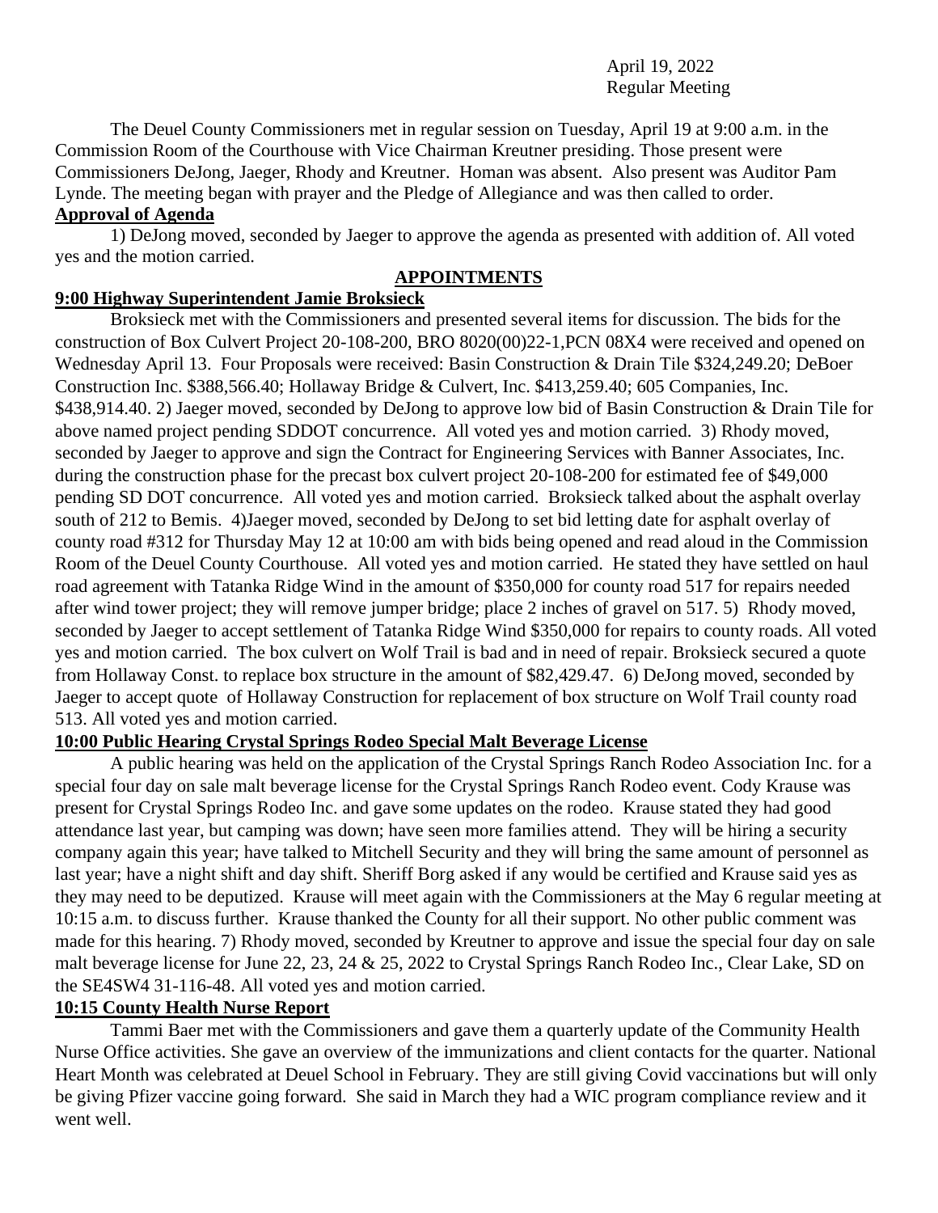April 19, 2022
Regular Meeting

The Deuel County Commissioners met in regular session on Tuesday, April 19 at 9:00 a.m. in the Commission Room of the Courthouse with Vice Chairman Kreutner presiding. Those present were Commissioners DeJong, Jaeger, Rhody and Kreutner. Homan was absent. Also present was Auditor Pam Lynde. The meeting began with prayer and the Pledge of Allegiance and was then called to order.

**Approval of Agenda**

1) DeJong moved, seconded by Jaeger to approve the agenda as presented with addition of. All voted yes and the motion carried.

## APPOINTMENTS

**9:00 Highway Superintendent Jamie Broksieck**

Broksieck met with the Commissioners and presented several items for discussion. The bids for the construction of Box Culvert Project 20-108-200, BRO 8020(00)22-1,PCN 08X4 were received and opened on Wednesday April 13. Four Proposals were received: Basin Construction & Drain Tile $324,249.20; DeBoer Construction Inc. $388,566.40; Hollaway Bridge & Culvert, Inc. $413,259.40; 605 Companies, Inc. $438,914.40. 2) Jaeger moved, seconded by DeJong to approve low bid of Basin Construction & Drain Tile for above named project pending SDDOT concurrence. All voted yes and motion carried. 3) Rhody moved, seconded by Jaeger to approve and sign the Contract for Engineering Services with Banner Associates, Inc. during the construction phase for the precast box culvert project 20-108-200 for estimated fee of $49,000 pending SD DOT concurrence. All voted yes and motion carried. Broksieck talked about the asphalt overlay south of 212 to Bemis. 4)Jaeger moved, seconded by DeJong to set bid letting date for asphalt overlay of county road #312 for Thursday May 12 at 10:00 am with bids being opened and read aloud in the Commission Room of the Deuel County Courthouse. All voted yes and motion carried. He stated they have settled on haul road agreement with Tatanka Ridge Wind in the amount of $350,000 for county road 517 for repairs needed after wind tower project; they will remove jumper bridge; place 2 inches of gravel on 517. 5) Rhody moved, seconded by Jaeger to accept settlement of Tatanka Ridge Wind $350,000 for repairs to county roads. All voted yes and motion carried. The box culvert on Wolf Trail is bad and in need of repair. Broksieck secured a quote from Hollaway Const. to replace box structure in the amount of $82,429.47. 6) DeJong moved, seconded by Jaeger to accept quote of Hollaway Construction for replacement of box structure on Wolf Trail county road 513. All voted yes and motion carried.

**10:00 Public Hearing Crystal Springs Rodeo Special Malt Beverage License**

A public hearing was held on the application of the Crystal Springs Ranch Rodeo Association Inc. for a special four day on sale malt beverage license for the Crystal Springs Ranch Rodeo event. Cody Krause was present for Crystal Springs Rodeo Inc. and gave some updates on the rodeo. Krause stated they had good attendance last year, but camping was down; have seen more families attend. They will be hiring a security company again this year; have talked to Mitchell Security and they will bring the same amount of personnel as last year; have a night shift and day shift. Sheriff Borg asked if any would be certified and Krause said yes as they may need to be deputized. Krause will meet again with the Commissioners at the May 6 regular meeting at 10:15 a.m. to discuss further. Krause thanked the County for all their support. No other public comment was made for this hearing. 7) Rhody moved, seconded by Kreutner to approve and issue the special four day on sale malt beverage license for June 22, 23, 24 & 25, 2022 to Crystal Springs Ranch Rodeo Inc., Clear Lake, SD on the SE4SW4 31-116-48. All voted yes and motion carried.

**10:15 County Health Nurse Report**

Tammi Baer met with the Commissioners and gave them a quarterly update of the Community Health Nurse Office activities. She gave an overview of the immunizations and client contacts for the quarter. National Heart Month was celebrated at Deuel School in February. They are still giving Covid vaccinations but will only be giving Pfizer vaccine going forward. She said in March they had a WIC program compliance review and it went well.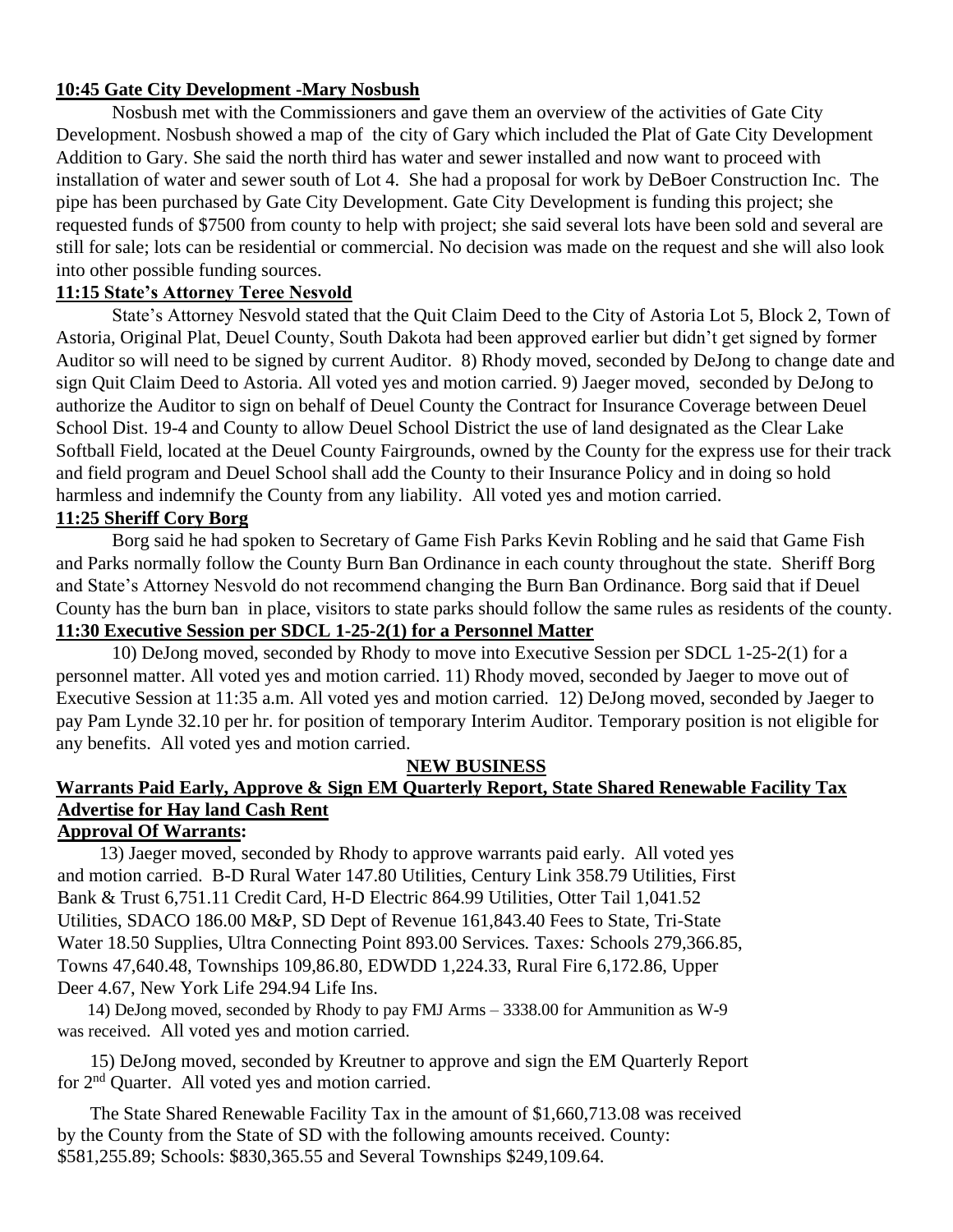**10:45 Gate City Development -Mary Nosbush**

Nosbush met with the Commissioners and gave them an overview of the activities of Gate City Development. Nosbush showed a map of the city of Gary which included the Plat of Gate City Development Addition to Gary. She said the north third has water and sewer installed and now want to proceed with installation of water and sewer south of Lot 4. She had a proposal for work by DeBoer Construction Inc. The pipe has been purchased by Gate City Development. Gate City Development is funding this project; she requested funds of $7500 from county to help with project; she said several lots have been sold and several are still for sale; lots can be residential or commercial. No decision was made on the request and she will also look into other possible funding sources.

**11:15 State's Attorney Teree Nesvold**

State's Attorney Nesvold stated that the Quit Claim Deed to the City of Astoria Lot 5, Block 2, Town of Astoria, Original Plat, Deuel County, South Dakota had been approved earlier but didn't get signed by former Auditor so will need to be signed by current Auditor. 8) Rhody moved, seconded by DeJong to change date and sign Quit Claim Deed to Astoria. All voted yes and motion carried. 9) Jaeger moved, seconded by DeJong to authorize the Auditor to sign on behalf of Deuel County the Contract for Insurance Coverage between Deuel School Dist. 19-4 and County to allow Deuel School District the use of land designated as the Clear Lake Softball Field, located at the Deuel County Fairgrounds, owned by the County for the express use for their track and field program and Deuel School shall add the County to their Insurance Policy and in doing so hold harmless and indemnify the County from any liability. All voted yes and motion carried.

**11:25 Sheriff Cory Borg**

Borg said he had spoken to Secretary of Game Fish Parks Kevin Robling and he said that Game Fish and Parks normally follow the County Burn Ban Ordinance in each county throughout the state. Sheriff Borg and State's Attorney Nesvold do not recommend changing the Burn Ban Ordinance. Borg said that if Deuel County has the burn ban in place, visitors to state parks should follow the same rules as residents of the county.

**11:30 Executive Session per SDCL 1-25-2(1) for a Personnel Matter**

10) DeJong moved, seconded by Rhody to move into Executive Session per SDCL 1-25-2(1) for a personnel matter. All voted yes and motion carried. 11) Rhody moved, seconded by Jaeger to move out of Executive Session at 11:35 a.m. All voted yes and motion carried. 12) DeJong moved, seconded by Jaeger to pay Pam Lynde 32.10 per hr. for position of temporary Interim Auditor. Temporary position is not eligible for any benefits. All voted yes and motion carried.

**NEW BUSINESS**

**Warrants Paid Early, Approve & Sign EM Quarterly Report, State Shared Renewable Facility Tax Advertise for Hay land Cash Rent**

**Approval Of Warrants:**

13) Jaeger moved, seconded by Rhody to approve warrants paid early. All voted yes and motion carried. B-D Rural Water 147.80 Utilities, Century Link 358.79 Utilities, First Bank & Trust 6,751.11 Credit Card, H-D Electric 864.99 Utilities, Otter Tail 1,041.52 Utilities, SDACO 186.00 M&P, SD Dept of Revenue 161,843.40 Fees to State, Tri-State Water 18.50 Supplies, Ultra Connecting Point 893.00 Services. *Taxes:* Schools 279,366.85, Towns 47,640.48, Townships 109,86.80, EDWDD 1,224.33, Rural Fire 6,172.86, Upper Deer 4.67, New York Life 294.94 Life Ins.

14) DeJong moved, seconded by Rhody to pay FMJ Arms – 3338.00 for Ammunition as W-9 was received. All voted yes and motion carried.

15) DeJong moved, seconded by Kreutner to approve and sign the EM Quarterly Report for 2nd Quarter. All voted yes and motion carried.

The State Shared Renewable Facility Tax in the amount of $1,660,713.08 was received by the County from the State of SD with the following amounts received. County: $581,255.89; Schools: $830,365.55 and Several Townships $249,109.64.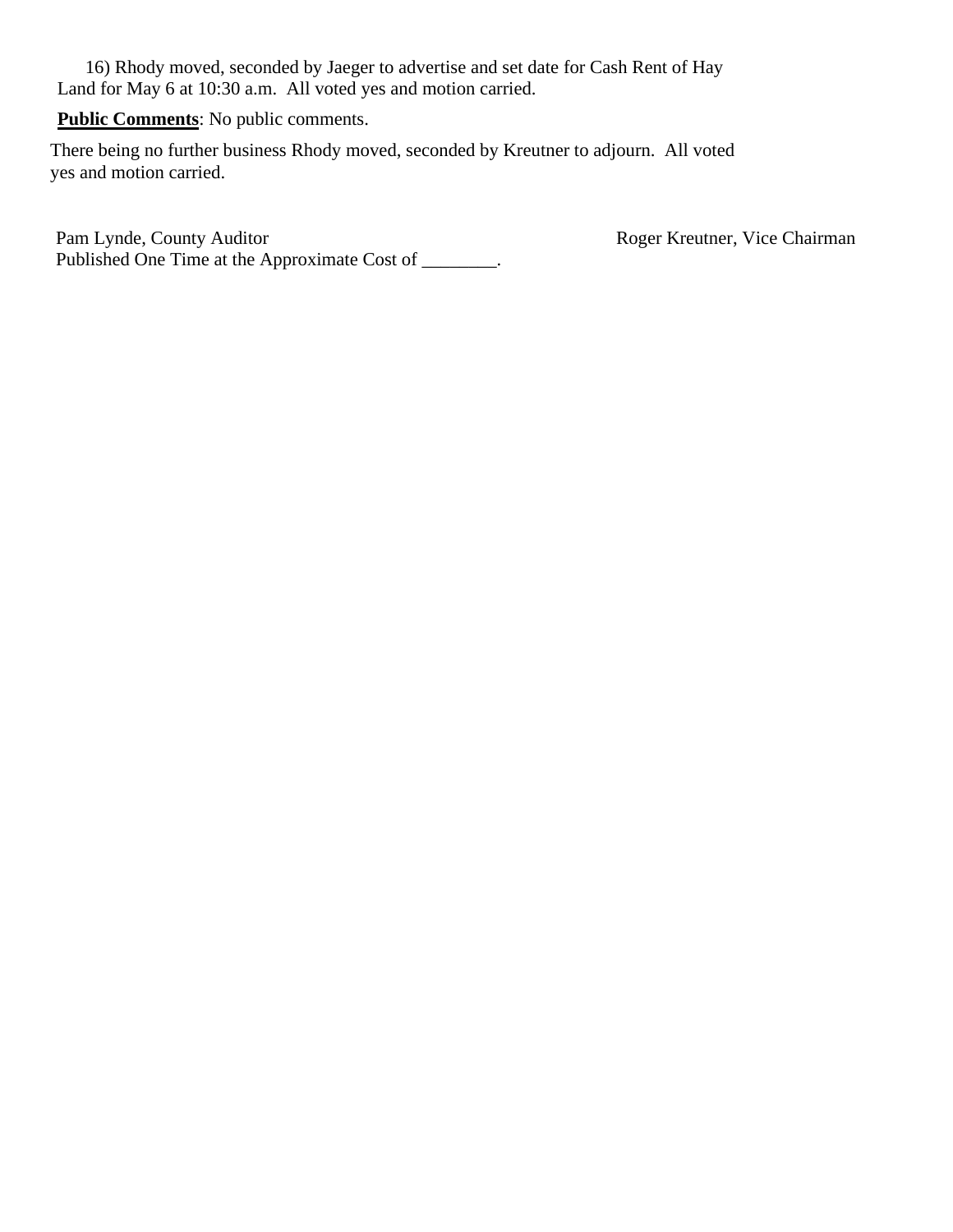16) Rhody moved, seconded by Jaeger to advertise and set date for Cash Rent of Hay Land for May 6 at 10:30 a.m. All voted yes and motion carried.

**Public Comments**: No public comments.

There being no further business Rhody moved, seconded by Kreutner to adjourn. All voted yes and motion carried.

Pam Lynde, County Auditor Roger Kreutner, Vice Chairman

Published One Time at the Approximate Cost of ________.